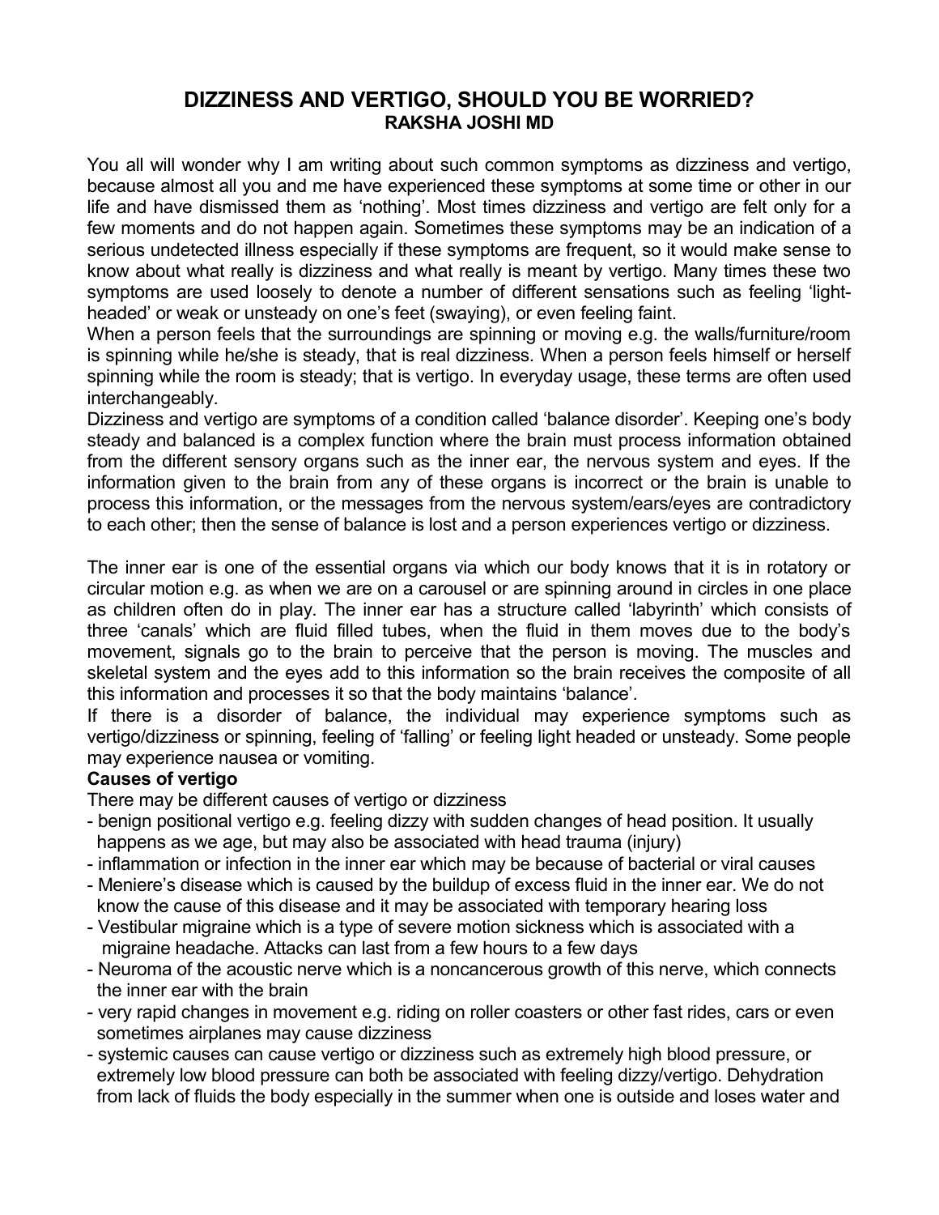# DIZZINESS AND VERTIGO, SHOULD YOU BE WORRIED?

**RAKSHA JOSHI MD**

You all will wonder why I am writing about such common symptoms as dizziness and vertigo, because almost all you and me have experienced these symptoms at some time or other in our life and have dismissed them as 'nothing'. Most times dizziness and vertigo are felt only for a few moments and do not happen again. Sometimes these symptoms may be an indication of a serious undetected illness especially if these symptoms are frequent, so it would make sense to know about what really is dizziness and what really is meant by vertigo. Many times these two symptoms are used loosely to denote a number of different sensations such as feeling 'light-headed' or weak or unsteady on one's feet (swaying), or even feeling faint.

When a person feels that the surroundings are spinning or moving e.g. the walls/furniture/room is spinning while he/she is steady, that is real dizziness. When a person feels himself or herself spinning while the room is steady; that is vertigo. In everyday usage, these terms are often used interchangeably.

Dizziness and vertigo are symptoms of a condition called 'balance disorder'. Keeping one's body steady and balanced is a complex function where the brain must process information obtained from the different sensory organs such as the inner ear, the nervous system and eyes. If the information given to the brain from any of these organs is incorrect or the brain is unable to process this information, or the messages from the nervous system/ears/eyes are contradictory to each other; then the sense of balance is lost and a person experiences vertigo or dizziness.

The inner ear is one of the essential organs via which our body knows that it is in rotatory or circular motion e.g. as when we are on a carousel or are spinning around in circles in one place as children often do in play. The inner ear has a structure called 'labyrinth' which consists of three 'canals' which are fluid filled tubes, when the fluid in them moves due to the body's movement, signals go to the brain to perceive that the person is moving. The muscles and skeletal system and the eyes add to this information so the brain receives the composite of all this information and processes it so that the body maintains 'balance'.

If there is a disorder of balance, the individual may experience symptoms such as vertigo/dizziness or spinning, feeling of 'falling' or feeling light headed or unsteady. Some people may experience nausea or vomiting.

**Causes of vertigo**

There may be different causes of vertigo or dizziness

- benign positional vertigo e.g. feeling dizzy with sudden changes of head position. It usually happens as we age, but may also be associated with head trauma (injury)
- inflammation or infection in the inner ear which may be because of bacterial or viral causes
- Meniere's disease which is caused by the buildup of excess fluid in the inner ear. We do not know the cause of this disease and it may be associated with temporary hearing loss
- Vestibular migraine which is a type of severe motion sickness which is associated with a migraine headache. Attacks can last from a few hours to a few days
- Neuroma of the acoustic nerve which is a noncancerous growth of this nerve, which connects the inner ear with the brain
- very rapid changes in movement e.g. riding on roller coasters or other fast rides, cars or even sometimes airplanes may cause dizziness
- systemic causes can cause vertigo or dizziness such as extremely high blood pressure, or extremely low blood pressure can both be associated with feeling dizzy/vertigo. Dehydration from lack of fluids the body especially in the summer when one is outside and loses water and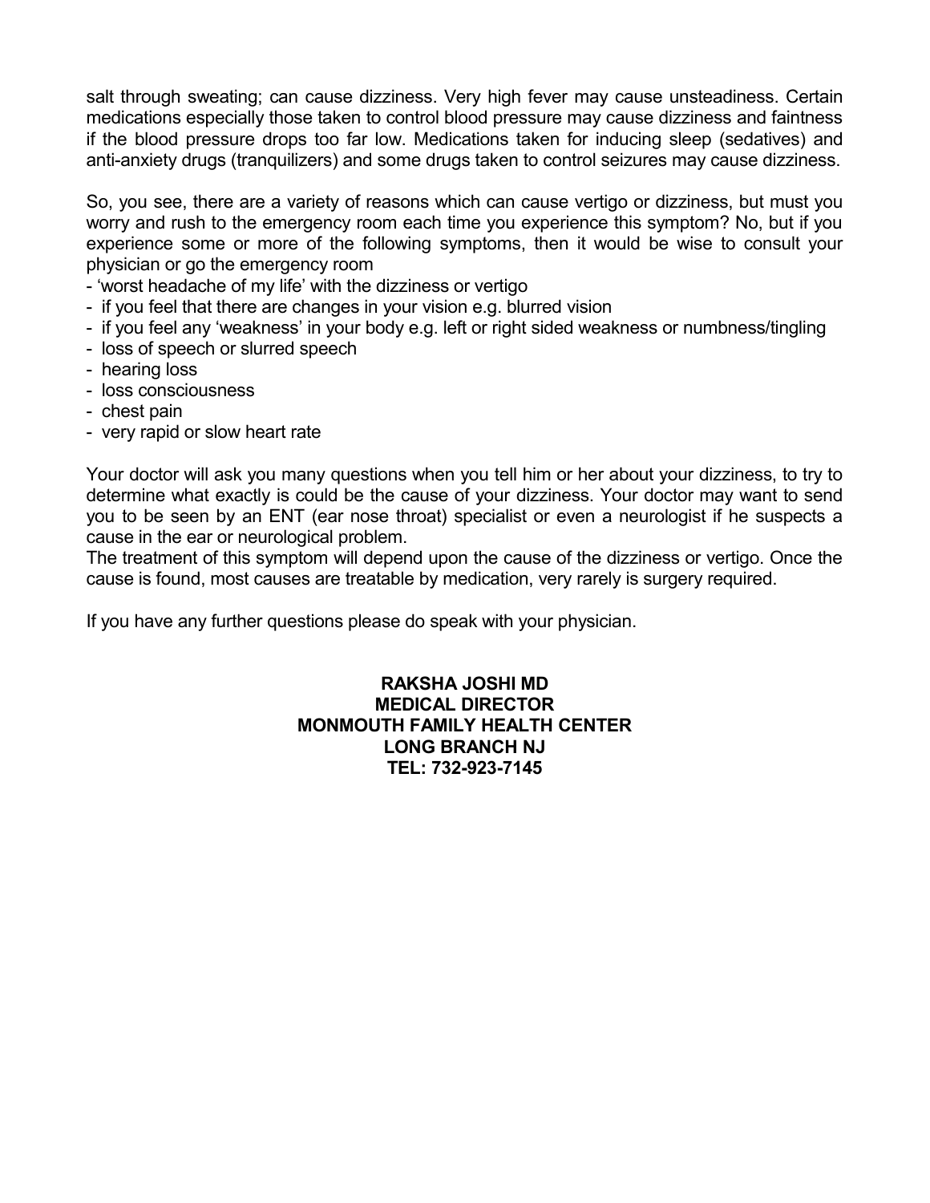salt through sweating; can cause dizziness. Very high fever may cause unsteadiness. Certain medications especially those taken to control blood pressure may cause dizziness and faintness if the blood pressure drops too far low. Medications taken for inducing sleep (sedatives) and anti-anxiety drugs (tranquilizers) and some drugs taken to control seizures may cause dizziness.

So, you see, there are a variety of reasons which can cause vertigo or dizziness, but must you worry and rush to the emergency room each time you experience this symptom? No, but if you experience some or more of the following symptoms, then it would be wise to consult your physician or go the emergency room

- ‘worst headache of my life’ with the dizziness or vertigo
- if you feel that there are changes in your vision e.g. blurred vision
- if you feel any ‘weakness’ in your body e.g. left or right sided weakness or numbness/tingling
- loss of speech or slurred speech
- hearing loss
- loss consciousness
- chest pain
- very rapid or slow heart rate

Your doctor will ask you many questions when you tell him or her about your dizziness, to try to determine what exactly is could be the cause of your dizziness. Your doctor may want to send you to be seen by an ENT (ear nose throat) specialist or even a neurologist if he suspects a cause in the ear or neurological problem.
The treatment of this symptom will depend upon the cause of the dizziness or vertigo. Once the cause is found, most causes are treatable by medication, very rarely is surgery required.

If you have any further questions please do speak with your physician.

**RAKSHA JOSHI MD**
**MEDICAL DIRECTOR**
**MONMOUTH FAMILY HEALTH CENTER**
**LONG BRANCH NJ**
**TEL: 732-923-7145**